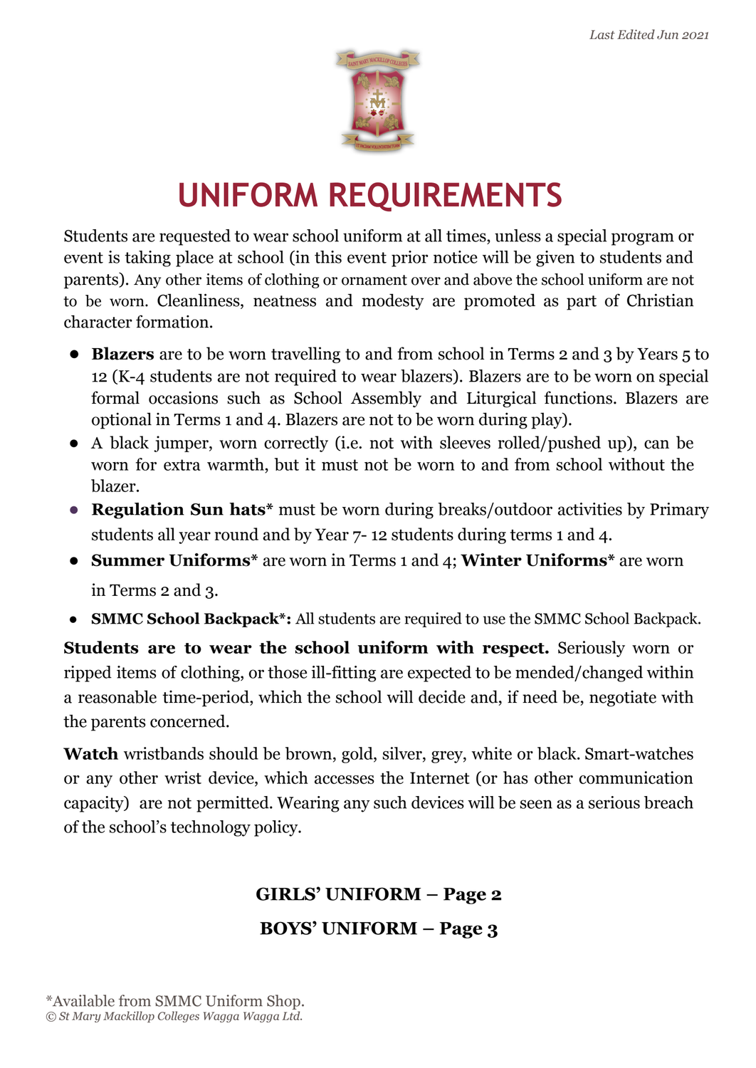*Last Edited Jun 2021*

# UNIFORM REQUIREMENTS

Students are requested to wear school uniform at all times, unless a special program or event is taking place at school (in this event prior notice will be given to students and parents). Any other items of clothing or ornament over and above the school uniform are not to be worn. Cleanliness, neatness and modesty are promoted as part of Christian character formation.

- **Blazers** are to be worn travelling to and from school in Terms 2 and 3 by Years 5 to 12 (K-4 students are not required to wear blazers). Blazers are to be worn on special formal occasions such as School Assembly and Liturgical functions. Blazers are optional in Terms 1 and 4. Blazers are not to be worn during play).
- A black jumper, worn correctly (i.e. not with sleeves rolled/pushed up), can be worn for extra warmth, but it must not be worn to and from school without the blazer.
- **Regulation Sun hats*** must be worn during breaks/outdoor activities by Primary students all year round and by Year 7- 12 students during terms 1 and 4.
- **Summer Uniforms*** are worn in Terms 1 and 4; **Winter Uniforms*** are worn in Terms 2 and 3.
- **SMMC School Backpack*:** All students are required to use the SMMC School Backpack.

**Students are to wear the school uniform with respect.** Seriously worn or ripped items of clothing, or those ill-fitting are expected to be mended/changed within a reasonable time-period, which the school will decide and, if need be, negotiate with the parents concerned.

**Watch** wristbands should be brown, gold, silver, grey, white or black. Smart-watches or any other wrist device, which accesses the Internet (or has other communication capacity) are not permitted. Wearing any such devices will be seen as a serious breach of the school's technology policy.

**GIRLS' UNIFORM – Page 2**

**BOYS' UNIFORM – Page 3**

*Available from SMMC Uniform Shop.

*© St Mary Mackillop Colleges Wagga Wagga Ltd.*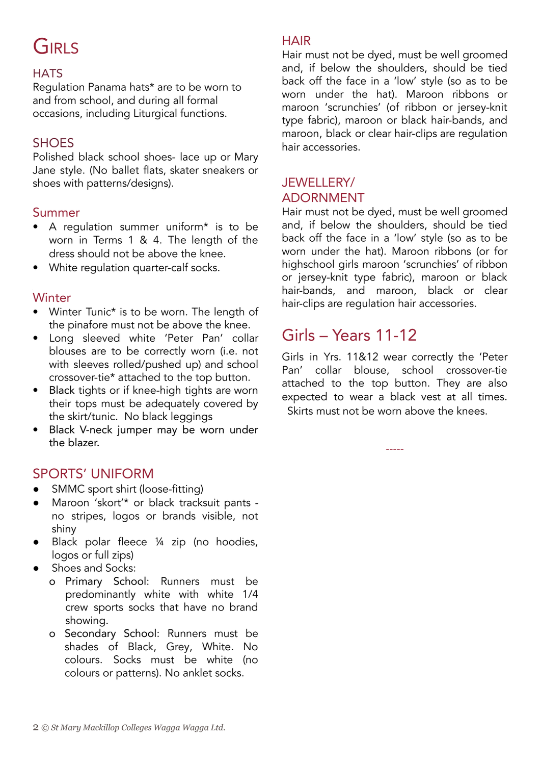# Girls

## HATS

Regulation Panama hats* are to be worn to and from school, and during all formal occasions, including Liturgical functions.

## SHOES

Polished black school shoes- lace up or Mary Jane style. (No ballet flats, skater sneakers or shoes with patterns/designs).

## Summer

- A regulation summer uniform* is to be worn in Terms 1 & 4. The length of the dress should not be above the knee.
- White regulation quarter-calf socks.

## Winter

- Winter Tunic* is to be worn. The length of the pinafore must not be above the knee.
- Long sleeved white 'Peter Pan' collar blouses are to be correctly worn (i.e. not with sleeves rolled/pushed up) and school crossover-tie* attached to the top button.
- Black tights or if knee-high tights are worn their tops must be adequately covered by the skirt/tunic. No black leggings
- Black V-neck jumper may be worn under the blazer.

## SPORTS' UNIFORM

- SMMC sport shirt (loose-fitting)
- Maroon 'skort'* or black tracksuit pants - no stripes, logos or brands visible, not shiny
- Black polar fleece ¼ zip (no hoodies, logos or full zips)
- Shoes and Socks:
  - Primary School: Runners must be predominantly white with white 1/4 crew sports socks that have no brand showing.
  - Secondary School: Runners must be shades of Black, Grey, White. No colours. Socks must be white (no colours or patterns). No anklet socks.

## HAIR

Hair must not be dyed, must be well groomed and, if below the shoulders, should be tied back off the face in a 'low' style (so as to be worn under the hat). Maroon ribbons or maroon 'scrunchies' (of ribbon or jersey-knit type fabric), maroon or black hair-bands, and maroon, black or clear hair-clips are regulation hair accessories.

## JEWELLERY/ ADORNMENT

Hair must not be dyed, must be well groomed and, if below the shoulders, should be tied back off the face in a 'low' style (so as to be worn under the hat). Maroon ribbons (or for highschool girls maroon 'scrunchies' of ribbon or jersey-knit type fabric), maroon or black hair-bands, and maroon, black or clear hair-clips are regulation hair accessories.

# Girls – Years 11-12

Girls in Yrs. 11&12 wear correctly the 'Peter Pan' collar blouse, school crossover-tie attached to the top button. They are also expected to wear a black vest at all times. Skirts must not be worn above the knees.

-----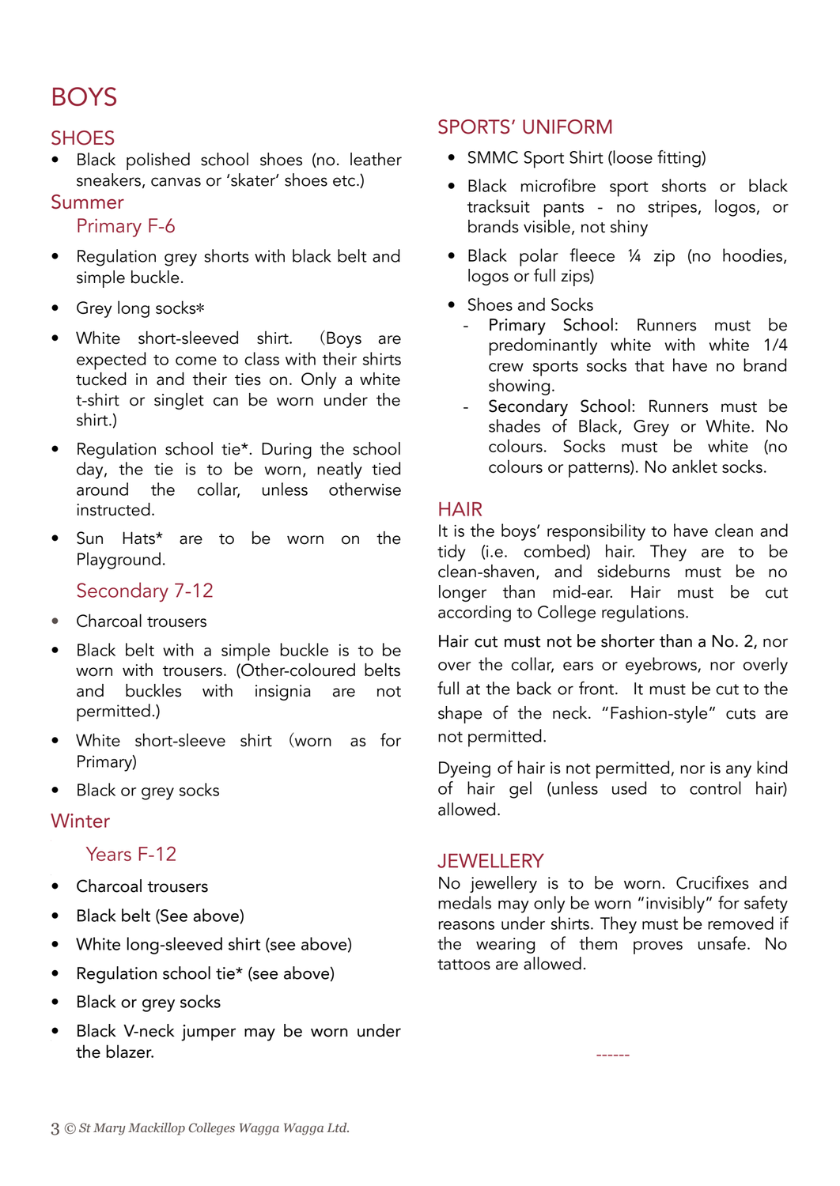# BOYS

## SHOES

- Black polished school shoes (no. leather sneakers, canvas or 'skater' shoes etc.)

## Summer

### Primary F-6

- Regulation grey shorts with black belt and simple buckle.
- Grey long socks*
- White short-sleeved shirt. (Boys are expected to come to class with their shirts tucked in and their ties on. Only a white t-shirt or singlet can be worn under the shirt.)
- Regulation school tie*. During the school day, the tie is to be worn, neatly tied around the collar, unless otherwise instructed.
- Sun Hats* are to be worn on the Playground.

### Secondary 7-12

- Charcoal trousers
- Black belt with a simple buckle is to be worn with trousers. (Other-coloured belts and buckles with insignia are not permitted.)
- White short-sleeve shirt (worn as for Primary)
- Black or grey socks

## Winter

### Years F-12

- Charcoal trousers
- Black belt (See above)
- White long-sleeved shirt (see above)
- Regulation school tie* (see above)
- Black or grey socks
- Black V-neck jumper may be worn under the blazer.

## SPORTS' UNIFORM

- SMMC Sport Shirt (loose fitting)
- Black microfibre sport shorts or black tracksuit pants - no stripes, logos, or brands visible, not shiny
- Black polar fleece ¼ zip (no hoodies, logos or full zips)
- Shoes and Socks
  - Primary School: Runners must be predominantly white with white 1/4 crew sports socks that have no brand showing.
  - Secondary School: Runners must be shades of Black, Grey or White. No colours. Socks must be white (no colours or patterns). No anklet socks.

## HAIR

It is the boys' responsibility to have clean and tidy (i.e. combed) hair. They are to be clean-shaven, and sideburns must be no longer than mid-ear. Hair must be cut according to College regulations.

Hair cut must not be shorter than a No. 2, nor over the collar, ears or eyebrows, nor overly full at the back or front. It must be cut to the shape of the neck. "Fashion-style" cuts are not permitted.

Dyeing of hair is not permitted, nor is any kind of hair gel (unless used to control hair) allowed.

## JEWELLERY

No jewellery is to be worn. Crucifixes and medals may only be worn "invisibly" for safety reasons under shirts. They must be removed if the wearing of them proves unsafe. No tattoos are allowed.

------

*© St Mary Mackillop Colleges Wagga Wagga Ltd.*